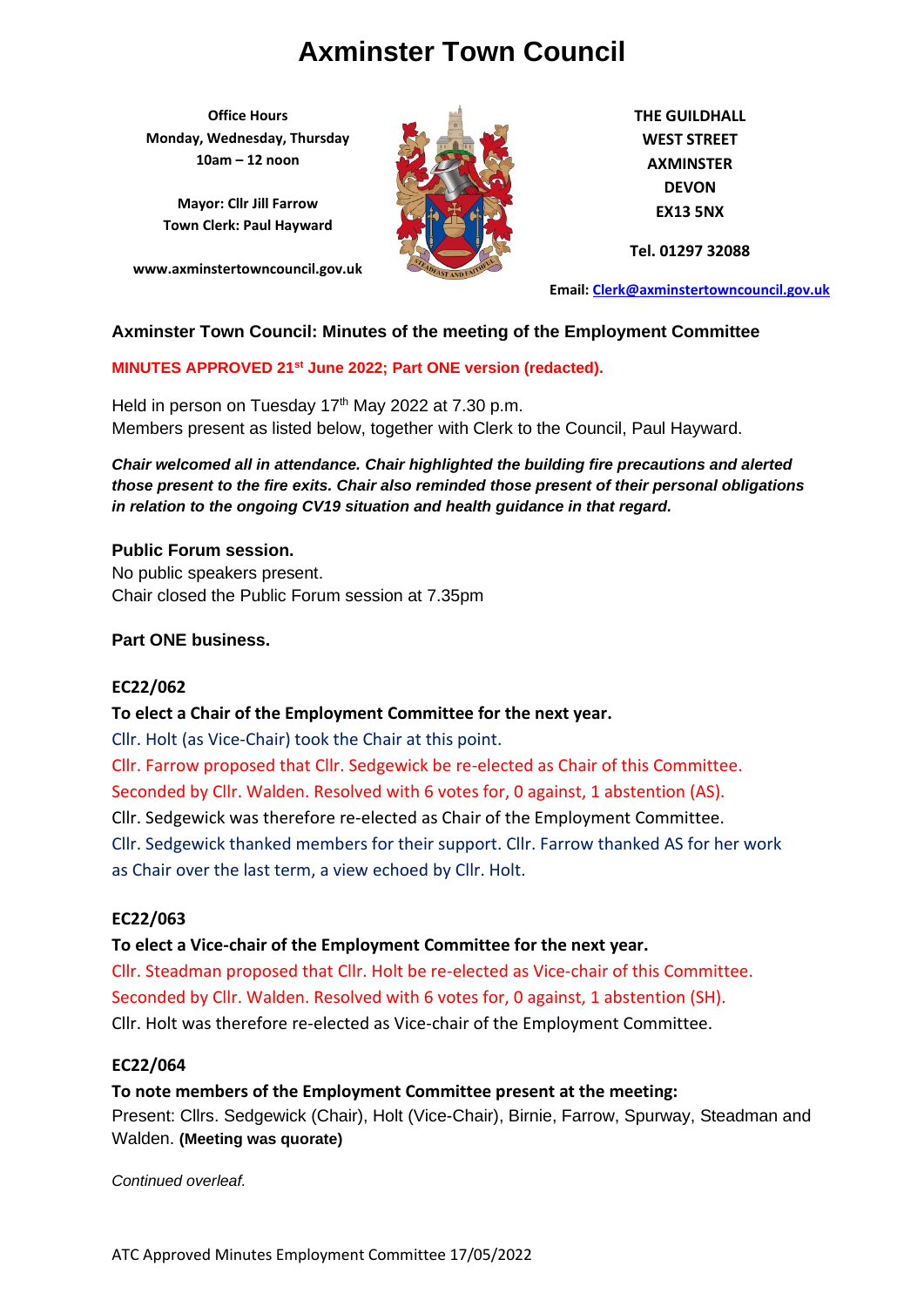# Axminster Town Council

**Office Hours**
**Monday, Wednesday, Thursday**
**10am – 12 noon**

**Mayor: Cllr Jill Farrow**
**Town Clerk: Paul Hayward**

**www.axminstertowncouncil.gov.uk**

**THE GUILDHALL**
**WEST STREET**
**AXMINSTER**
**DEVON**
**EX13 5NX**

**Tel. 01297 32088**

**Email: Clerk@axminstertowncouncil.gov.uk**

## Axminster Town Council: Minutes of the meeting of the Employment Committee

**MINUTES APPROVED 21st June 2022; Part ONE version (redacted).**

Held in person on Tuesday 17th May 2022 at 7.30 p.m.
Members present as listed below, together with Clerk to the Council, Paul Hayward.

***Chair welcomed all in attendance. Chair highlighted the building fire precautions and alerted those present to the fire exits. Chair also reminded those present of their personal obligations in relation to the ongoing CV19 situation and health guidance in that regard.***

### Public Forum session.

No public speakers present.
Chair closed the Public Forum session at 7.35pm

### Part ONE business.

### EC22/062

**To elect a Chair of the Employment Committee for the next year.**
Cllr. Holt (as Vice-Chair) took the Chair at this point.
Cllr. Farrow proposed that Cllr. Sedgewick be re-elected as Chair of this Committee.
Seconded by Cllr. Walden. Resolved with 6 votes for, 0 against, 1 abstention (AS).
Cllr. Sedgewick was therefore re-elected as Chair of the Employment Committee.
Cllr. Sedgewick thanked members for their support. Cllr. Farrow thanked AS for her work as Chair over the last term, a view echoed by Cllr. Holt.

### EC22/063

**To elect a Vice-chair of the Employment Committee for the next year.**
Cllr. Steadman proposed that Cllr. Holt be re-elected as Vice-chair of this Committee.
Seconded by Cllr. Walden. Resolved with 6 votes for, 0 against, 1 abstention (SH).
Cllr. Holt was therefore re-elected as Vice-chair of the Employment Committee.

### EC22/064

**To note members of the Employment Committee present at the meeting:**
Present: Cllrs. Sedgewick (Chair), Holt (Vice-Chair), Birnie, Farrow, Spurway, Steadman and Walden. **(Meeting was quorate)**

*Continued overleaf.*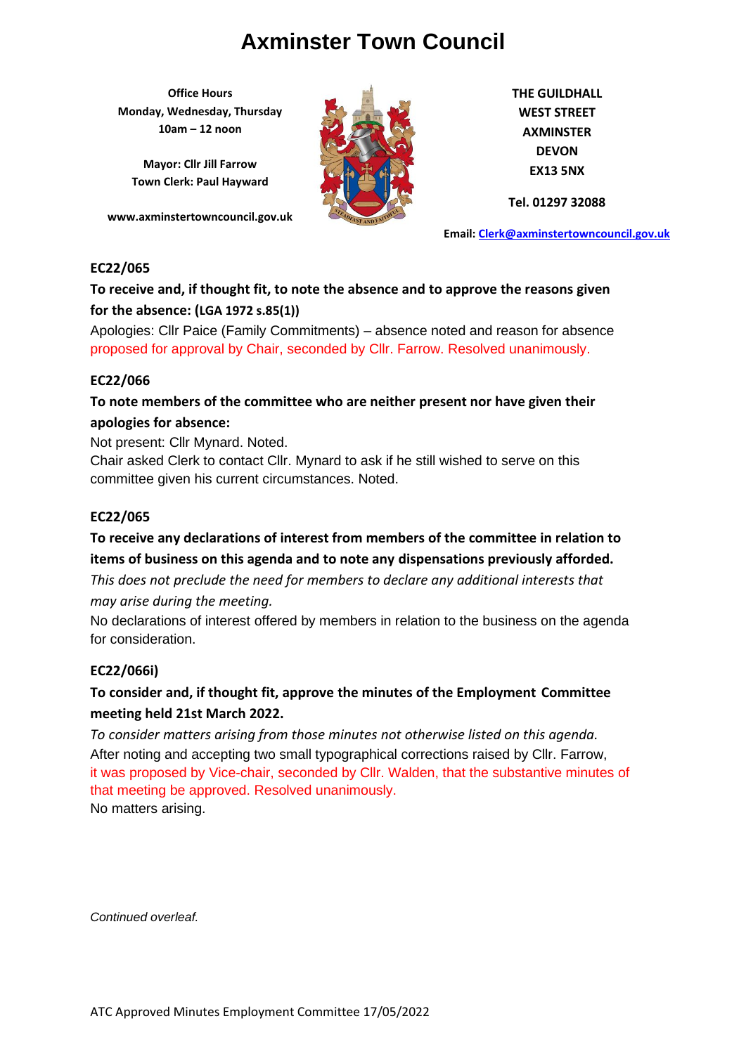# Axminster Town Council

**Office Hours**
**Monday, Wednesday, Thursday**
**10am – 12 noon**

**Mayor: Cllr Jill Farrow**
**Town Clerk: Paul Hayward**

**www.axminstertowncouncil.gov.uk**

**THE GUILDHALL**
**WEST STREET**
**AXMINSTER**
**DEVON**
**EX13 5NX**

**Tel. 01297 32088**

**Email: Clerk@axminstertowncouncil.gov.uk**

**EC22/065**

**To receive and, if thought fit, to note the absence and to approve the reasons given for the absence: (LGA 1972 s.85(1))**

Apologies: Cllr Paice (Family Commitments) – absence noted and reason for absence proposed for approval by Chair, seconded by Cllr. Farrow. Resolved unanimously.

**EC22/066**

**To note members of the committee who are neither present nor have given their apologies for absence:**

Not present: Cllr Mynard. Noted.
Chair asked Clerk to contact Cllr. Mynard to ask if he still wished to serve on this committee given his current circumstances. Noted.

**EC22/065**

**To receive any declarations of interest from members of the committee in relation to items of business on this agenda and to note any dispensations previously afforded.**

*This does not preclude the need for members to declare any additional interests that may arise during the meeting.*

No declarations of interest offered by members in relation to the business on the agenda for consideration.

**EC22/066i)**

**To consider and, if thought fit, approve the minutes of the Employment Committee meeting held 21st March 2022.**

*To consider matters arising from those minutes not otherwise listed on this agenda.*

After noting and accepting two small typographical corrections raised by Cllr. Farrow, it was proposed by Vice-chair, seconded by Cllr. Walden, that the substantive minutes of that meeting be approved. Resolved unanimously.
No matters arising.

*Continued overleaf.*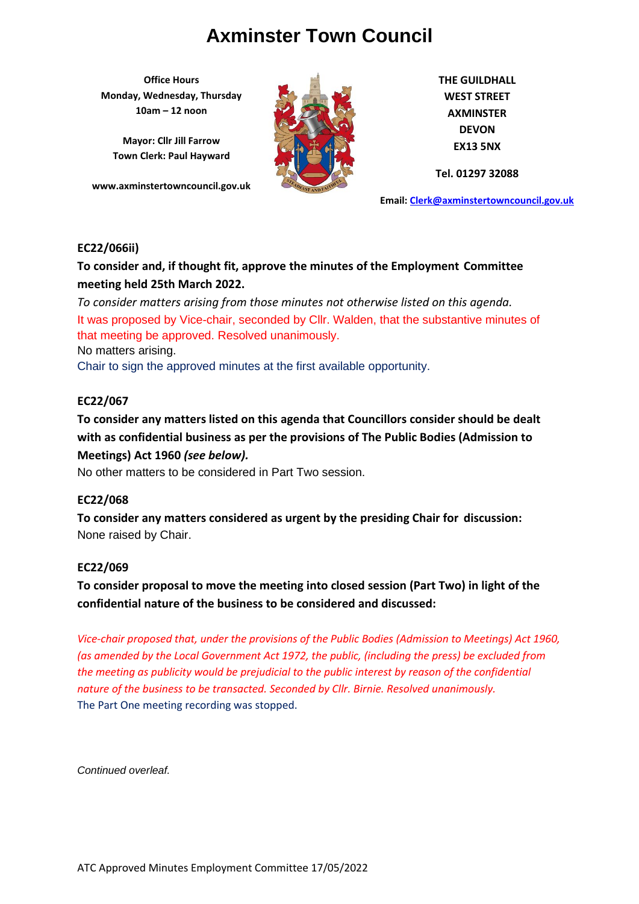# Axminster Town Council

**Office Hours**
**Monday, Wednesday, Thursday**
**10am – 12 noon**

**Mayor: Cllr Jill Farrow**
**Town Clerk: Paul Hayward**

**www.axminstertowncouncil.gov.uk**

**THE GUILDHALL**
**WEST STREET**
**AXMINSTER**
**DEVON**
**EX13 5NX**

**Tel. 01297 32088**

**Email: Clerk@axminstertowncouncil.gov.uk**

**EC22/066ii)**

**To consider and, if thought fit, approve the minutes of the Employment Committee meeting held 25th March 2022.**

*To consider matters arising from those minutes not otherwise listed on this agenda.*

It was proposed by Vice-chair, seconded by Cllr. Walden, that the substantive minutes of that meeting be approved. Resolved unanimously.

No matters arising.

Chair to sign the approved minutes at the first available opportunity.

**EC22/067**

**To consider any matters listed on this agenda that Councillors consider should be dealt with as confidential business as per the provisions of The Public Bodies (Admission to Meetings) Act 1960 *(see below).***

No other matters to be considered in Part Two session.

**EC22/068**

**To consider any matters considered as urgent by the presiding Chair for discussion:**
None raised by Chair.

**EC22/069**

**To consider proposal to move the meeting into closed session (Part Two) in light of the confidential nature of the business to be considered and discussed:**

*Vice-chair proposed that, under the provisions of the Public Bodies (Admission to Meetings) Act 1960, (as amended by the Local Government Act 1972, the public, (including the press) be excluded from the meeting as publicity would be prejudicial to the public interest by reason of the confidential nature of the business to be transacted. Seconded by Cllr. Birnie. Resolved unanimously.*

The Part One meeting recording was stopped.

*Continued overleaf.*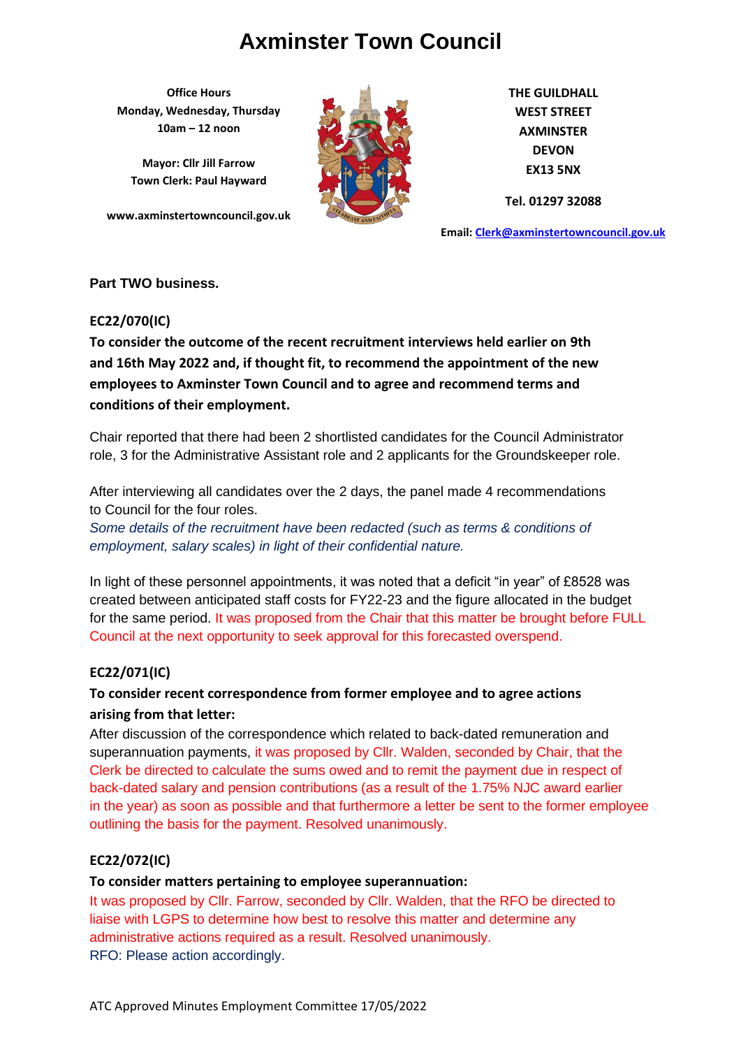# Axminster Town Council

**Office Hours**
**Monday, Wednesday, Thursday**
**10am – 12 noon**

**Mayor: Cllr Jill Farrow**
**Town Clerk: Paul Hayward**

**www.axminstertowncouncil.gov.uk**

**THE GUILDHALL**
**WEST STREET**
**AXMINSTER**
**DEVON**
**EX13 5NX**

**Tel. 01297 32088**

**Email: Clerk@axminstertowncouncil.gov.uk**

**Part TWO business.**

**EC22/070(IC)**

**To consider the outcome of the recent recruitment interviews held earlier on 9th and 16th May 2022 and, if thought fit, to recommend the appointment of the new employees to Axminster Town Council and to agree and recommend terms and conditions of their employment.**

Chair reported that there had been 2 shortlisted candidates for the Council Administrator role, 3 for the Administrative Assistant role and 2 applicants for the Groundskeeper role.

After interviewing all candidates over the 2 days, the panel made 4 recommendations to Council for the four roles.
*Some details of the recruitment have been redacted (such as terms & conditions of employment, salary scales) in light of their confidential nature.*

In light of these personnel appointments, it was noted that a deficit "in year" of £8528 was created between anticipated staff costs for FY22-23 and the figure allocated in the budget for the same period. It was proposed from the Chair that this matter be brought before FULL Council at the next opportunity to seek approval for this forecasted overspend.

**EC22/071(IC)**

**To consider recent correspondence from former employee and to agree actions arising from that letter:**
After discussion of the correspondence which related to back-dated remuneration and superannuation payments, it was proposed by Cllr. Walden, seconded by Chair, that the Clerk be directed to calculate the sums owed and to remit the payment due in respect of back-dated salary and pension contributions (as a result of the 1.75% NJC award earlier in the year) as soon as possible and that furthermore a letter be sent to the former employee outlining the basis for the payment. Resolved unanimously.

**EC22/072(IC)**

**To consider matters pertaining to employee superannuation:**
It was proposed by Cllr. Farrow, seconded by Cllr. Walden, that the RFO be directed to liaise with LGPS to determine how best to resolve this matter and determine any administrative actions required as a result. Resolved unanimously.
RFO: Please action accordingly.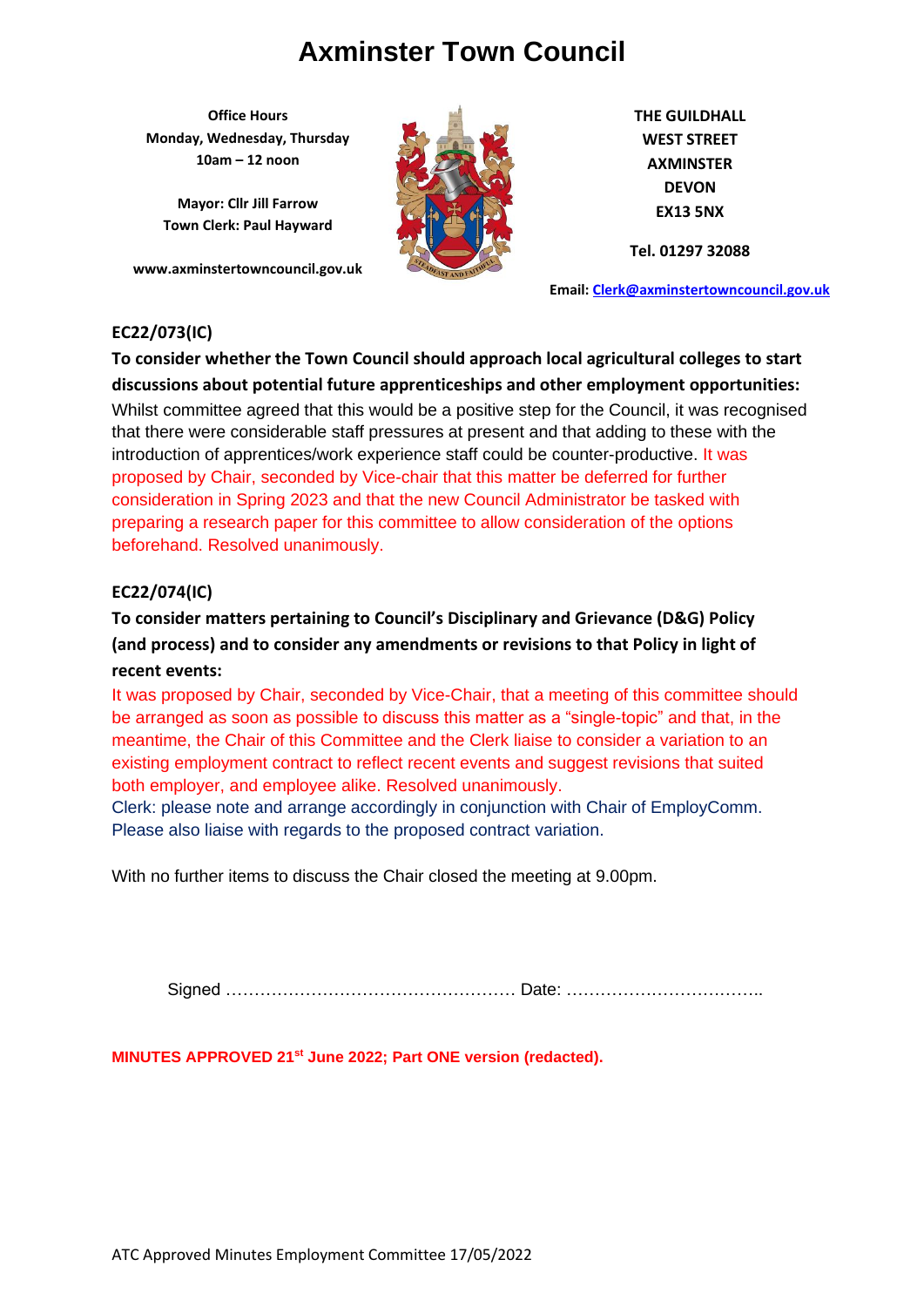# Axminster Town Council

**Office Hours**
**Monday, Wednesday, Thursday**
**10am – 12 noon**

**Mayor: Cllr Jill Farrow**
**Town Clerk: Paul Hayward**

**www.axminstertowncouncil.gov.uk**

**THE GUILDHALL**
**WEST STREET**
**AXMINSTER**
**DEVON**
**EX13 5NX**

**Tel. 01297 32088**

**Email: Clerk@axminstertowncouncil.gov.uk**

### EC22/073(IC)

**To consider whether the Town Council should approach local agricultural colleges to start discussions about potential future apprenticeships and other employment opportunities:**
Whilst committee agreed that this would be a positive step for the Council, it was recognised that there were considerable staff pressures at present and that adding to these with the introduction of apprentices/work experience staff could be counter-productive. It was proposed by Chair, seconded by Vice-chair that this matter be deferred for further consideration in Spring 2023 and that the new Council Administrator be tasked with preparing a research paper for this committee to allow consideration of the options beforehand. Resolved unanimously.

### EC22/074(IC)

**To consider matters pertaining to Council's Disciplinary and Grievance (D&G) Policy (and process) and to consider any amendments or revisions to that Policy in light of recent events:**
It was proposed by Chair, seconded by Vice-Chair, that a meeting of this committee should be arranged as soon as possible to discuss this matter as a "single-topic" and that, in the meantime, the Chair of this Committee and the Clerk liaise to consider a variation to an existing employment contract to reflect recent events and suggest revisions that suited both employer, and employee alike. Resolved unanimously.
Clerk: please note and arrange accordingly in conjunction with Chair of EmployComm. Please also liaise with regards to the proposed contract variation.

With no further items to discuss the Chair closed the meeting at 9.00pm.

Signed …………………………………………… Date: ……………………………..

**MINUTES APPROVED 21st June 2022; Part ONE version (redacted).**